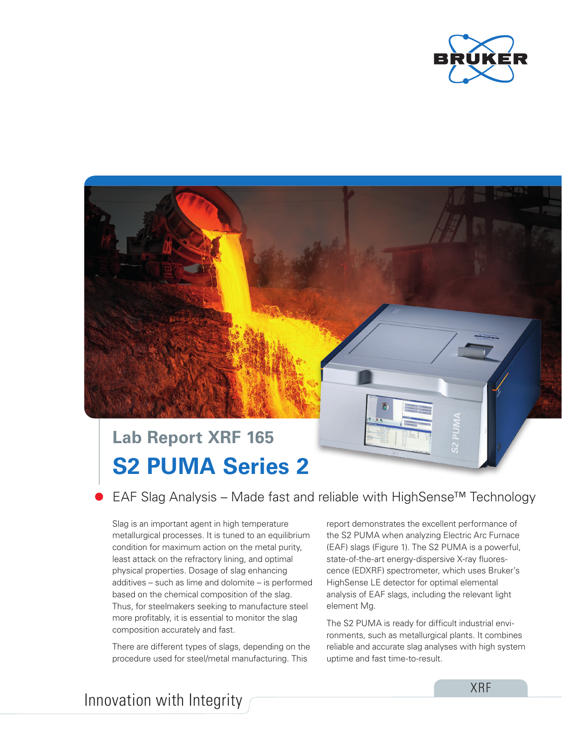Lab Report XRF 165

# S2 PUMA Series 2

## EAF Slag Analysis – Made fast and reliable with HighSense™ Technology

Slag is an important agent in high temperature metallurgical processes. It is tuned to an equilibrium condition for maximum action on the metal purity, least attack on the refractory lining, and optimal physical properties. Dosage of slag enhancing additives – such as lime and dolomite – is performed based on the chemical composition of the slag. Thus, for steelmakers seeking to manufacture steel more profitably, it is essential to monitor the slag composition accurately and fast.

There are different types of slags, depending on the procedure used for steel/metal manufacturing. This report demonstrates the excellent performance of the S2 PUMA when analyzing Electric Arc Furnace (EAF) slags (Figure 1). The S2 PUMA is a powerful, state-of-the-art energy-dispersive X-ray fluorescence (EDXRF) spectrometer, which uses Bruker's HighSense LE detector for optimal elemental analysis of EAF slags, including the relevant light element Mg.

The S2 PUMA is ready for difficult industrial environments, such as metallurgical plants. It combines reliable and accurate slag analyses with high system uptime and fast time-to-result.

Innovation with Integrity

XRF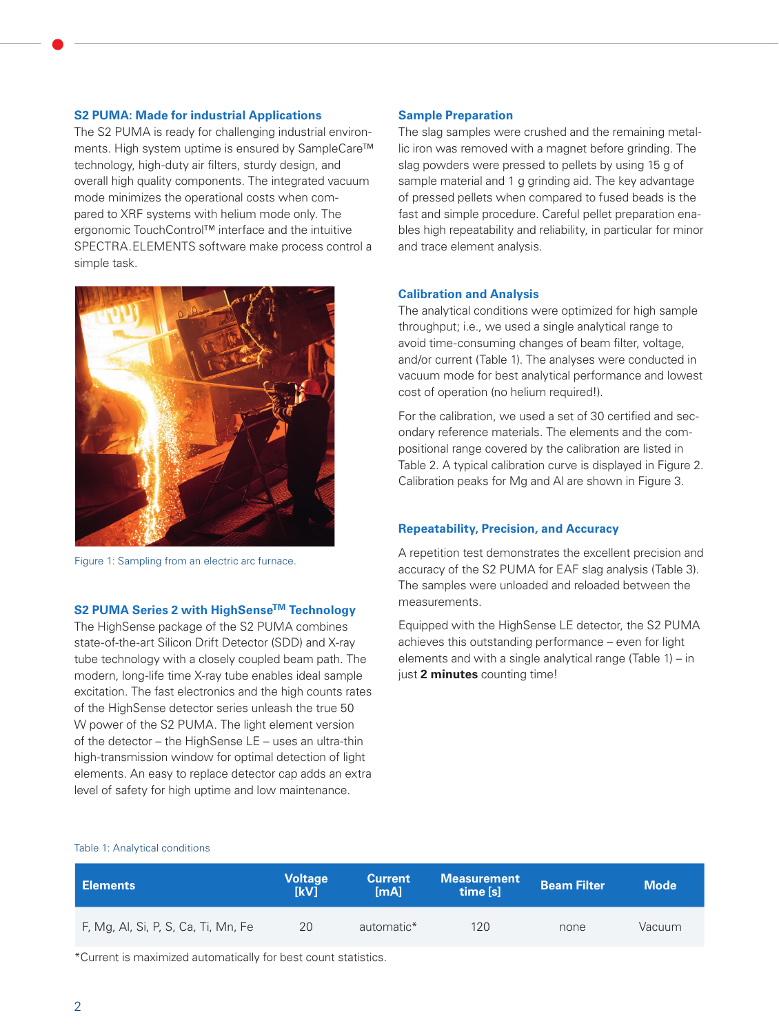## S2 PUMA: Made for industrial Applications

The S2 PUMA is ready for challenging industrial environments. High system uptime is ensured by SampleCare™ technology, high-duty air filters, sturdy design, and overall high quality components. The integrated vacuum mode minimizes the operational costs when compared to XRF systems with helium mode only. The ergonomic TouchControl™ interface and the intuitive SPECTRA.ELEMENTS software make process control a simple task.

Figure 1: Sampling from an electric arc furnace.

## S2 PUMA Series 2 with HighSense™ Technology

The HighSense package of the S2 PUMA combines state-of-the-art Silicon Drift Detector (SDD) and X-ray tube technology with a closely coupled beam path. The modern, long-life time X-ray tube enables ideal sample excitation. The fast electronics and the high counts rates of the HighSense detector series unleash the true 50 W power of the S2 PUMA. The light element version of the detector – the HighSense LE – uses an ultra-thin high-transmission window for optimal detection of light elements. An easy to replace detector cap adds an extra level of safety for high uptime and low maintenance.

## Sample Preparation

The slag samples were crushed and the remaining metallic iron was removed with a magnet before grinding. The slag powders were pressed to pellets by using 15 g of sample material and 1 g grinding aid. The key advantage of pressed pellets when compared to fused beads is the fast and simple procedure. Careful pellet preparation enables high repeatability and reliability, in particular for minor and trace element analysis.

## Calibration and Analysis

The analytical conditions were optimized for high sample throughput; i.e., we used a single analytical range to avoid time-consuming changes of beam filter, voltage, and/or current (Table 1). The analyses were conducted in vacuum mode for best analytical performance and lowest cost of operation (no helium required!).

For the calibration, we used a set of 30 certified and secondary reference materials. The elements and the compositional range covered by the calibration are listed in Table 2. A typical calibration curve is displayed in Figure 2. Calibration peaks for Mg and Al are shown in Figure 3.

## Repeatability, Precision, and Accuracy

A repetition test demonstrates the excellent precision and accuracy of the S2 PUMA for EAF slag analysis (Table 3). The samples were unloaded and reloaded between the measurements.

Equipped with the HighSense LE detector, the S2 PUMA achieves this outstanding performance – even for light elements and with a single analytical range (Table 1) – in just **2 minutes** counting time!

Table 1: Analytical conditions

| Elements | Voltage [kV] | Current [mA] | Measurement time [s] | Beam Filter | Mode |
|---|---|---|---|---|---|
| F, Mg, Al, Si, P, S, Ca, Ti, Mn, Fe | 20 | automatic* | 120 | none | Vacuum |

*Current is maximized automatically for best count statistics.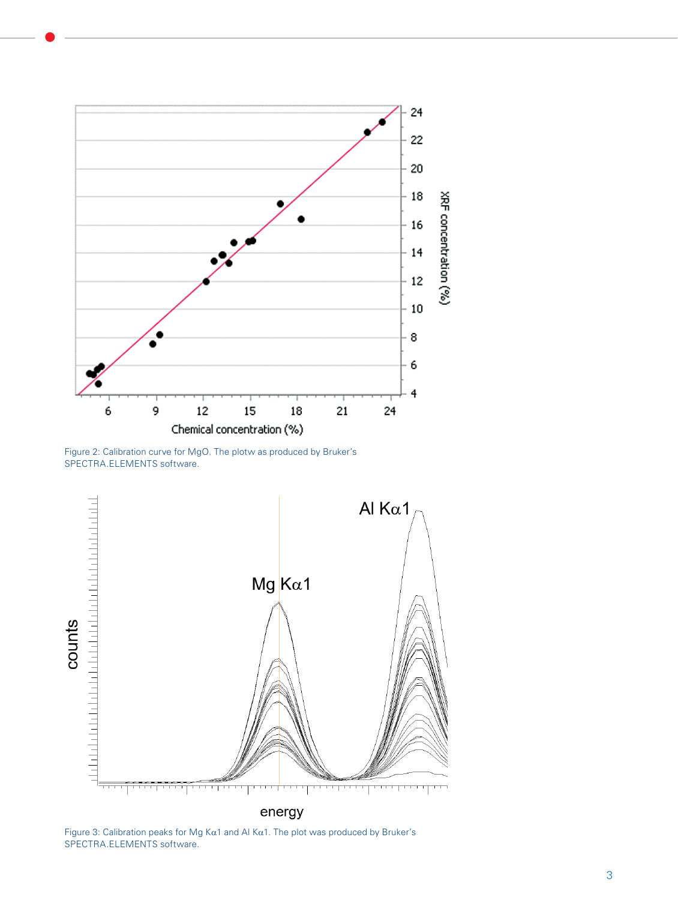24
22
20
18
16
14
12
10
8
6
4

XRF concentration (%)

6
9
12
15
18
21
24

Chemical concentration (%)

Figure 2: Calibration curve for MgO. The plotw as produced by Bruker's SPECTRA.ELEMENTS software.

Al Kα1

Mg Kα1

counts

energy

Figure 3: Calibration peaks for Mg Kα1 and Al Kα1. The plot was produced by Bruker's SPECTRA.ELEMENTS software.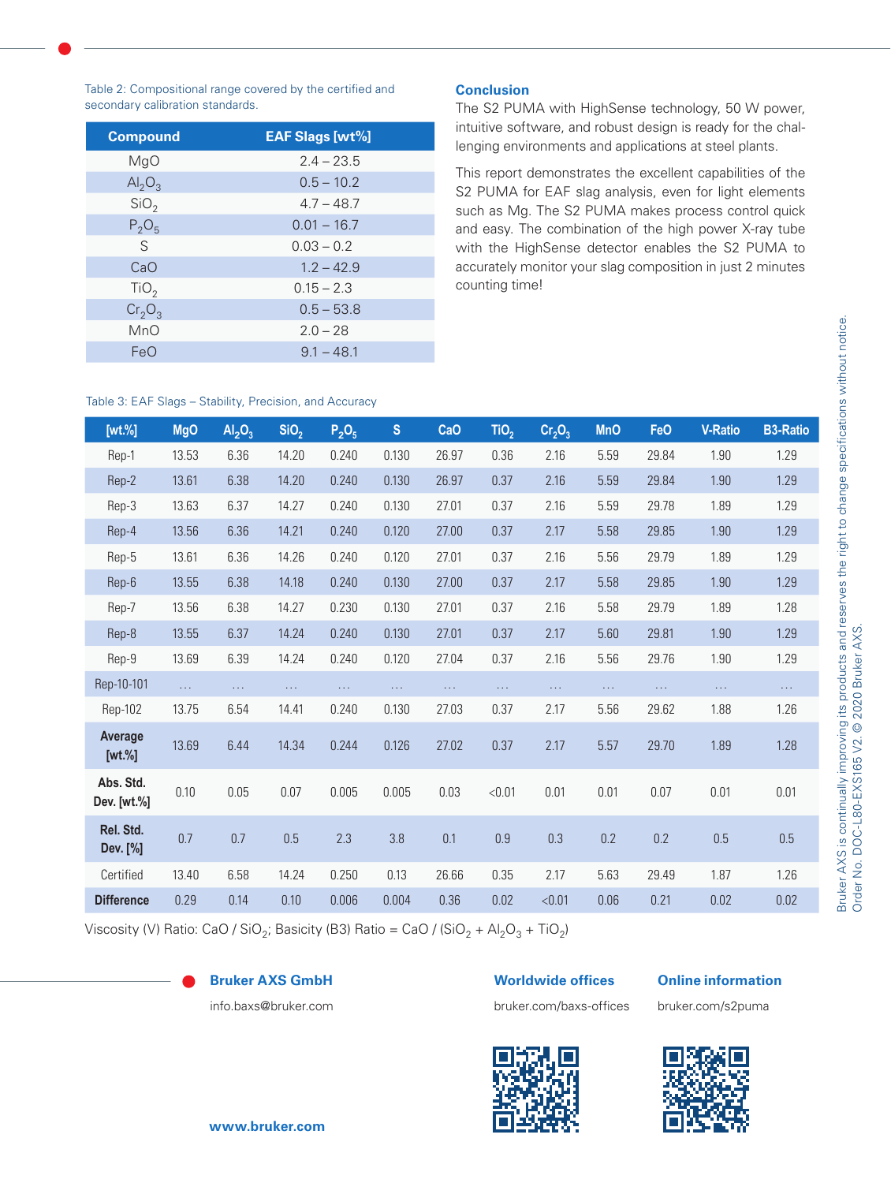Table 2: Compositional range covered by the certified and secondary calibration standards.

| Compound | EAF Slags [wt%] |
|---|---|
| MgO | 2.4 – 23.5 |
| $Al_2O_3$ | 0.5 – 10.2 |
| $SiO_2$ | 4.7 – 48.7 |
| $P_2O_5$ | 0.01 – 16.7 |
| S | 0.03 – 0.2 |
| CaO | 1.2 – 42.9 |
| $TiO_2$ | 0.15 – 2.3 |
| $Cr_2O_3$ | 0.5 – 53.8 |
| MnO | 2.0 – 28 |
| FeO | 9.1 – 48.1 |

## Conclusion

The S2 PUMA with HighSense technology, 50 W power, intuitive software, and robust design is ready for the challenging environments and applications at steel plants.

This report demonstrates the excellent capabilities of the S2 PUMA for EAF slag analysis, even for light elements such as Mg. The S2 PUMA makes process control quick and easy. The combination of the high power X-ray tube with the HighSense detector enables the S2 PUMA to accurately monitor your slag composition in just 2 minutes counting time!

Table 3: EAF Slags – Stability, Precision, and Accuracy

| [wt.%] | MgO | $Al_2O_3$ | $SiO_2$ | $P_2O_5$ | S | CaO | $TiO_2$ | $Cr_2O_3$ | MnO | FeO | V-Ratio | B3-Ratio |
|---|---|---|---|---|---|---|---|---|---|---|---|---|
| Rep-1 | 13.53 | 6.36 | 14.20 | 0.240 | 0.130 | 26.97 | 0.36 | 2.16 | 5.59 | 29.84 | 1.90 | 1.29 |
| Rep-2 | 13.61 | 6.38 | 14.20 | 0.240 | 0.130 | 26.97 | 0.37 | 2.16 | 5.59 | 29.84 | 1.90 | 1.29 |
| Rep-3 | 13.63 | 6.37 | 14.27 | 0.240 | 0.130 | 27.01 | 0.37 | 2.16 | 5.59 | 29.78 | 1.89 | 1.29 |
| Rep-4 | 13.56 | 6.36 | 14.21 | 0.240 | 0.120 | 27.00 | 0.37 | 2.17 | 5.58 | 29.85 | 1.90 | 1.29 |
| Rep-5 | 13.61 | 6.36 | 14.26 | 0.240 | 0.120 | 27.01 | 0.37 | 2.16 | 5.56 | 29.79 | 1.89 | 1.29 |
| Rep-6 | 13.55 | 6.38 | 14.18 | 0.240 | 0.130 | 27.00 | 0.37 | 2.17 | 5.58 | 29.85 | 1.90 | 1.29 |
| Rep-7 | 13.56 | 6.38 | 14.27 | 0.230 | 0.130 | 27.01 | 0.37 | 2.16 | 5.58 | 29.79 | 1.89 | 1.28 |
| Rep-8 | 13.55 | 6.37 | 14.24 | 0.240 | 0.130 | 27.01 | 0.37 | 2.17 | 5.60 | 29.81 | 1.90 | 1.29 |
| Rep-9 | 13.69 | 6.39 | 14.24 | 0.240 | 0.120 | 27.04 | 0.37 | 2.16 | 5.56 | 29.76 | 1.90 | 1.29 |
| Rep-10-101 | ... | ... | ... | ... | ... | ... | ... | ... | ... | ... | ... | ... |
| Rep-102 | 13.75 | 6.54 | 14.41 | 0.240 | 0.130 | 27.03 | 0.37 | 2.17 | 5.56 | 29.62 | 1.88 | 1.26 |
| **Average [wt.%]** | 13.69 | 6.44 | 14.34 | 0.244 | 0.126 | 27.02 | 0.37 | 2.17 | 5.57 | 29.70 | 1.89 | 1.28 |
| **Abs. Std. Dev. [wt.%]** | 0.10 | 0.05 | 0.07 | 0.005 | 0.005 | 0.03 | <0.01 | 0.01 | 0.01 | 0.07 | 0.01 | 0.01 |
| **Rel. Std. Dev. [%]** | 0.7 | 0.7 | 0.5 | 2.3 | 3.8 | 0.1 | 0.9 | 0.3 | 0.2 | 0.2 | 0.5 | 0.5 |
| Certified | 13.40 | 6.58 | 14.24 | 0.250 | 0.13 | 26.66 | 0.35 | 2.17 | 5.63 | 29.49 | 1.87 | 1.26 |
| **Difference** | 0.29 | 0.14 | 0.10 | 0.006 | 0.004 | 0.36 | 0.02 | <0.01 | 0.06 | 0.21 | 0.02 | 0.02 |

Viscosity (V) Ratio: CaO / $SiO_2$; Basicity (B3) Ratio = CaO / ($SiO_2$ + $Al_2O_3$ + $TiO_2$)

**Bruker AXS GmbH**

info.baxs@bruker.com

**Worldwide offices**

bruker.com/baxs-offices

**Online information**

bruker.com/s2puma

**www.bruker.com**

Bruker AXS is continually improving its products and reserves the right to change specifications without notice. Order No. DOC-L80-EXS165 V2. © 2020 Bruker AXS.